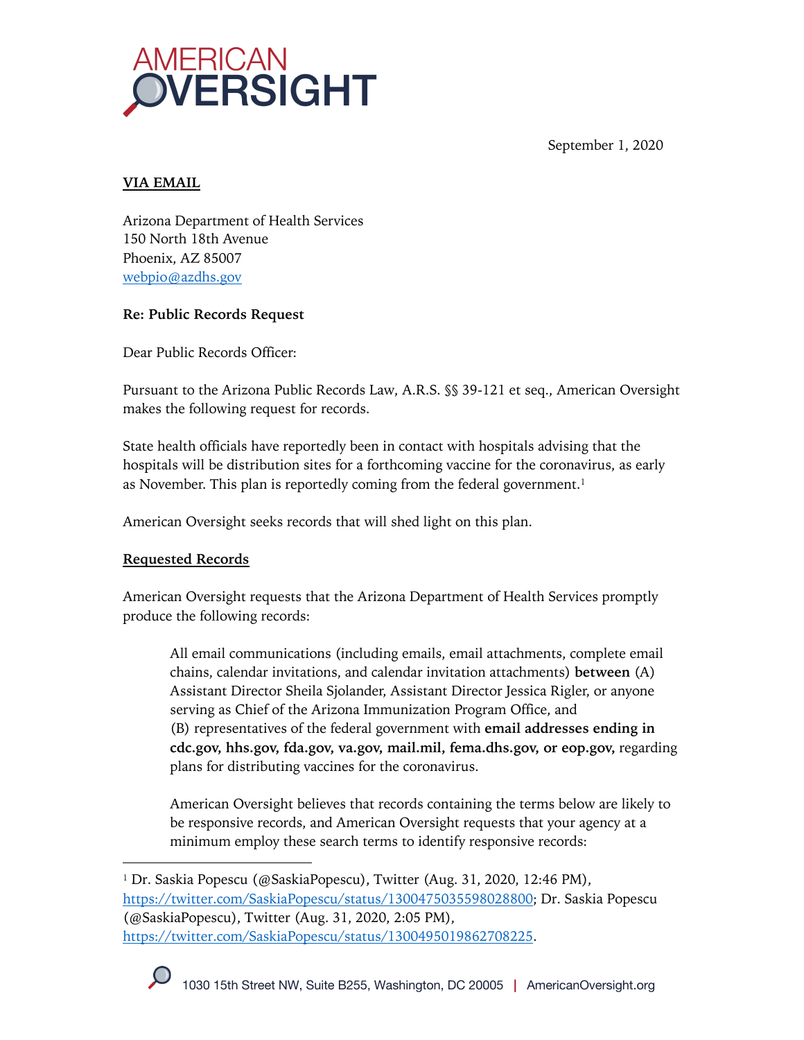AMERICAN OVERSIGHT

September 1, 2020

**VIA EMAIL**

Arizona Department of Health Services
150 North 18th Avenue
Phoenix, AZ 85007
webpio@azdhs.gov

**Re: Public Records Request**

Dear Public Records Officer:

Pursuant to the Arizona Public Records Law, A.R.S. §§ 39-121 et seq., American Oversight makes the following request for records.

State health officials have reportedly been in contact with hospitals advising that the hospitals will be distribution sites for a forthcoming vaccine for the coronavirus, as early as November. This plan is reportedly coming from the federal government.[1]

American Oversight seeks records that will shed light on this plan.

**Requested Records**

American Oversight requests that the Arizona Department of Health Services promptly produce the following records:

> All email communications (including emails, email attachments, complete email chains, calendar invitations, and calendar invitation attachments) **between** (A) Assistant Director Sheila Sjolander, Assistant Director Jessica Rigler, or anyone serving as Chief of the Arizona Immunization Program Office, and (B) representatives of the federal government with **email addresses ending in cdc.gov, hhs.gov, fda.gov, va.gov, mail.mil, fema.dhs.gov, or eop.gov,** regarding plans for distributing vaccines for the coronavirus.
>
> American Oversight believes that records containing the terms below are likely to be responsive records, and American Oversight requests that your agency at a minimum employ these search terms to identify responsive records:

[1] Dr. Saskia Popescu (@SaskiaPopescu), Twitter (Aug. 31, 2020, 12:46 PM), https://twitter.com/SaskiaPopescu/status/1300475035598028800; Dr. Saskia Popescu (@SaskiaPopescu), Twitter (Aug. 31, 2020, 2:05 PM), https://twitter.com/SaskiaPopescu/status/1300495019862708225.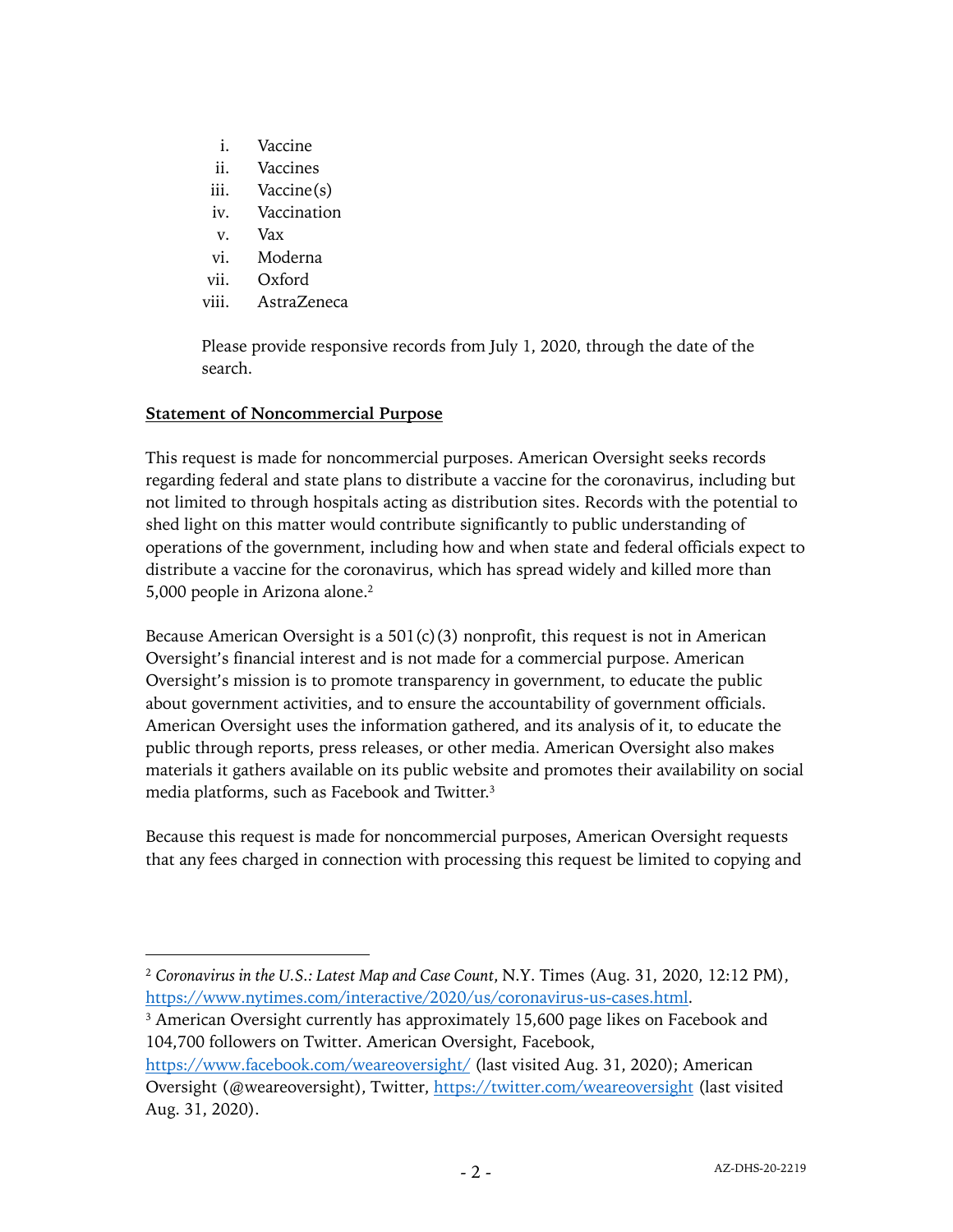i. Vaccine
ii. Vaccines
iii. Vaccine(s)
iv. Vaccination
v. Vax
vi. Moderna
vii. Oxford
viii. AstraZeneca

Please provide responsive records from July 1, 2020, through the date of the search.

**Statement of Noncommercial Purpose**

This request is made for noncommercial purposes. American Oversight seeks records regarding federal and state plans to distribute a vaccine for the coronavirus, including but not limited to through hospitals acting as distribution sites. Records with the potential to shed light on this matter would contribute significantly to public understanding of operations of the government, including how and when state and federal officials expect to distribute a vaccine for the coronavirus, which has spread widely and killed more than 5,000 people in Arizona alone.[2]

Because American Oversight is a 501(c)(3) nonprofit, this request is not in American Oversight's financial interest and is not made for a commercial purpose. American Oversight's mission is to promote transparency in government, to educate the public about government activities, and to ensure the accountability of government officials. American Oversight uses the information gathered, and its analysis of it, to educate the public through reports, press releases, or other media. American Oversight also makes materials it gathers available on its public website and promotes their availability on social media platforms, such as Facebook and Twitter.[3]

Because this request is made for noncommercial purposes, American Oversight requests that any fees charged in connection with processing this request be limited to copying and

---

[2] *Coronavirus in the U.S.: Latest Map and Case Count*, N.Y. Times (Aug. 31, 2020, 12:12 PM), https://www.nytimes.com/interactive/2020/us/coronavirus-us-cases.html.

[3] American Oversight currently has approximately 15,600 page likes on Facebook and 104,700 followers on Twitter. American Oversight, Facebook, https://www.facebook.com/weareoversight/ (last visited Aug. 31, 2020); American Oversight (@weareoversight), Twitter, https://twitter.com/weareoversight (last visited Aug. 31, 2020).

AZ-DHS-20-2219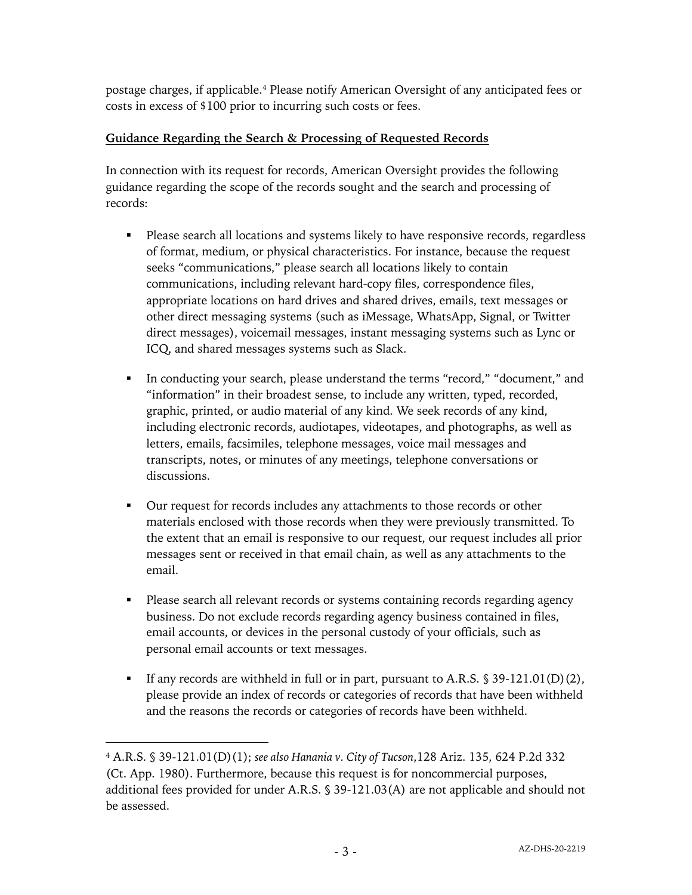postage charges, if applicable.[4] Please notify American Oversight of any anticipated fees or costs in excess of $100 prior to incurring such costs or fees.

**Guidance Regarding the Search & Processing of Requested Records**

In connection with its request for records, American Oversight provides the following guidance regarding the scope of the records sought and the search and processing of records:

- Please search all locations and systems likely to have responsive records, regardless of format, medium, or physical characteristics. For instance, because the request seeks "communications," please search all locations likely to contain communications, including relevant hard-copy files, correspondence files, appropriate locations on hard drives and shared drives, emails, text messages or other direct messaging systems (such as iMessage, WhatsApp, Signal, or Twitter direct messages), voicemail messages, instant messaging systems such as Lync or ICQ, and shared messages systems such as Slack.

- In conducting your search, please understand the terms "record," "document," and "information" in their broadest sense, to include any written, typed, recorded, graphic, printed, or audio material of any kind. We seek records of any kind, including electronic records, audiotapes, videotapes, and photographs, as well as letters, emails, facsimiles, telephone messages, voice mail messages and transcripts, notes, or minutes of any meetings, telephone conversations or discussions.

- Our request for records includes any attachments to those records or other materials enclosed with those records when they were previously transmitted. To the extent that an email is responsive to our request, our request includes all prior messages sent or received in that email chain, as well as any attachments to the email.

- Please search all relevant records or systems containing records regarding agency business. Do not exclude records regarding agency business contained in files, email accounts, or devices in the personal custody of your officials, such as personal email accounts or text messages.

- If any records are withheld in full or in part, pursuant to A.R.S. § 39-121.01(D)(2), please provide an index of records or categories of records that have been withheld and the reasons the records or categories of records have been withheld.

---

[4] A.R.S. § 39-121.01(D)(1); *see also Hanania v. City of Tucson*,128 Ariz. 135, 624 P.2d 332 (Ct. App. 1980). Furthermore, because this request is for noncommercial purposes, additional fees provided for under A.R.S. § 39-121.03(A) are not applicable and should not be assessed.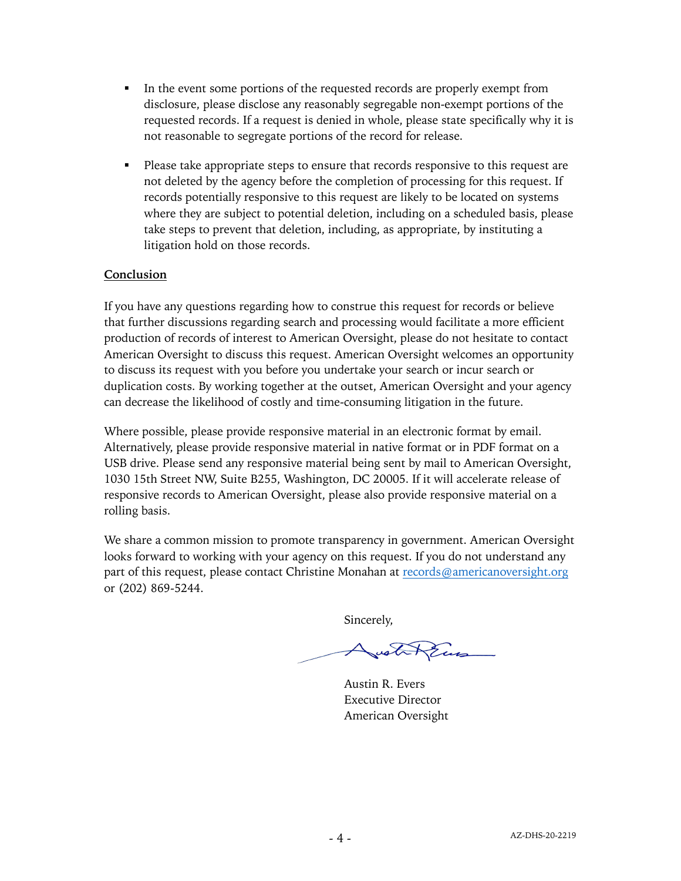- In the event some portions of the requested records are properly exempt from disclosure, please disclose any reasonably segregable non-exempt portions of the requested records. If a request is denied in whole, please state specifically why it is not reasonable to segregate portions of the record for release.

- Please take appropriate steps to ensure that records responsive to this request are not deleted by the agency before the completion of processing for this request. If records potentially responsive to this request are likely to be located on systems where they are subject to potential deletion, including on a scheduled basis, please take steps to prevent that deletion, including, as appropriate, by instituting a litigation hold on those records.

**Conclusion**

If you have any questions regarding how to construe this request for records or believe that further discussions regarding search and processing would facilitate a more efficient production of records of interest to American Oversight, please do not hesitate to contact American Oversight to discuss this request. American Oversight welcomes an opportunity to discuss its request with you before you undertake your search or incur search or duplication costs. By working together at the outset, American Oversight and your agency can decrease the likelihood of costly and time-consuming litigation in the future.

Where possible, please provide responsive material in an electronic format by email. Alternatively, please provide responsive material in native format or in PDF format on a USB drive. Please send any responsive material being sent by mail to American Oversight, 1030 15th Street NW, Suite B255, Washington, DC 20005. If it will accelerate release of responsive records to American Oversight, please also provide responsive material on a rolling basis.

We share a common mission to promote transparency in government. American Oversight looks forward to working with your agency on this request. If you do not understand any part of this request, please contact Christine Monahan at records@americanoversight.org or (202) 869-5244.

Sincerely,

Austin R. Evers
Executive Director
American Oversight

AZ-DHS-20-2219